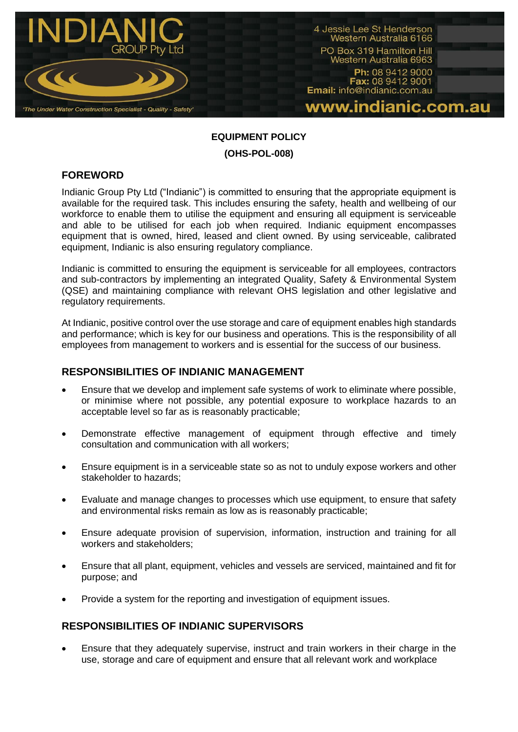INDIANIC GROUP Pty Ltd

'The Under Water Construction Specialist - Quality - Safety'

4 Jessie Lee St Henderson Western Australia 6166
PO Box 319 Hamilton Hill Western Australia 6963
**Ph:** 08 9412 9000
**Fax:** 08 9412 9001
**Email:** info@indianic.com.au

**www.indianic.com.au**

**EQUIPMENT POLICY**

**(OHS-POL-008)**

## FOREWORD

Indianic Group Pty Ltd ("Indianic") is committed to ensuring that the appropriate equipment is available for the required task. This includes ensuring the safety, health and wellbeing of our workforce to enable them to utilise the equipment and ensuring all equipment is serviceable and able to be utilised for each job when required. Indianic equipment encompasses equipment that is owned, hired, leased and client owned. By using serviceable, calibrated equipment, Indianic is also ensuring regulatory compliance.

Indianic is committed to ensuring the equipment is serviceable for all employees, contractors and sub-contractors by implementing an integrated Quality, Safety & Environmental System (QSE) and maintaining compliance with relevant OHS legislation and other legislative and regulatory requirements.

At Indianic, positive control over the use storage and care of equipment enables high standards and performance; which is key for our business and operations. This is the responsibility of all employees from management to workers and is essential for the success of our business.

## RESPONSIBILITIES OF INDIANIC MANAGEMENT

- Ensure that we develop and implement safe systems of work to eliminate where possible, or minimise where not possible, any potential exposure to workplace hazards to an acceptable level so far as is reasonably practicable;
- Demonstrate effective management of equipment through effective and timely consultation and communication with all workers;
- Ensure equipment is in a serviceable state so as not to unduly expose workers and other stakeholder to hazards;
- Evaluate and manage changes to processes which use equipment, to ensure that safety and environmental risks remain as low as is reasonably practicable;
- Ensure adequate provision of supervision, information, instruction and training for all workers and stakeholders;
- Ensure that all plant, equipment, vehicles and vessels are serviced, maintained and fit for purpose; and
- Provide a system for the reporting and investigation of equipment issues.

## RESPONSIBILITIES OF INDIANIC SUPERVISORS

- Ensure that they adequately supervise, instruct and train workers in their charge in the use, storage and care of equipment and ensure that all relevant work and workplace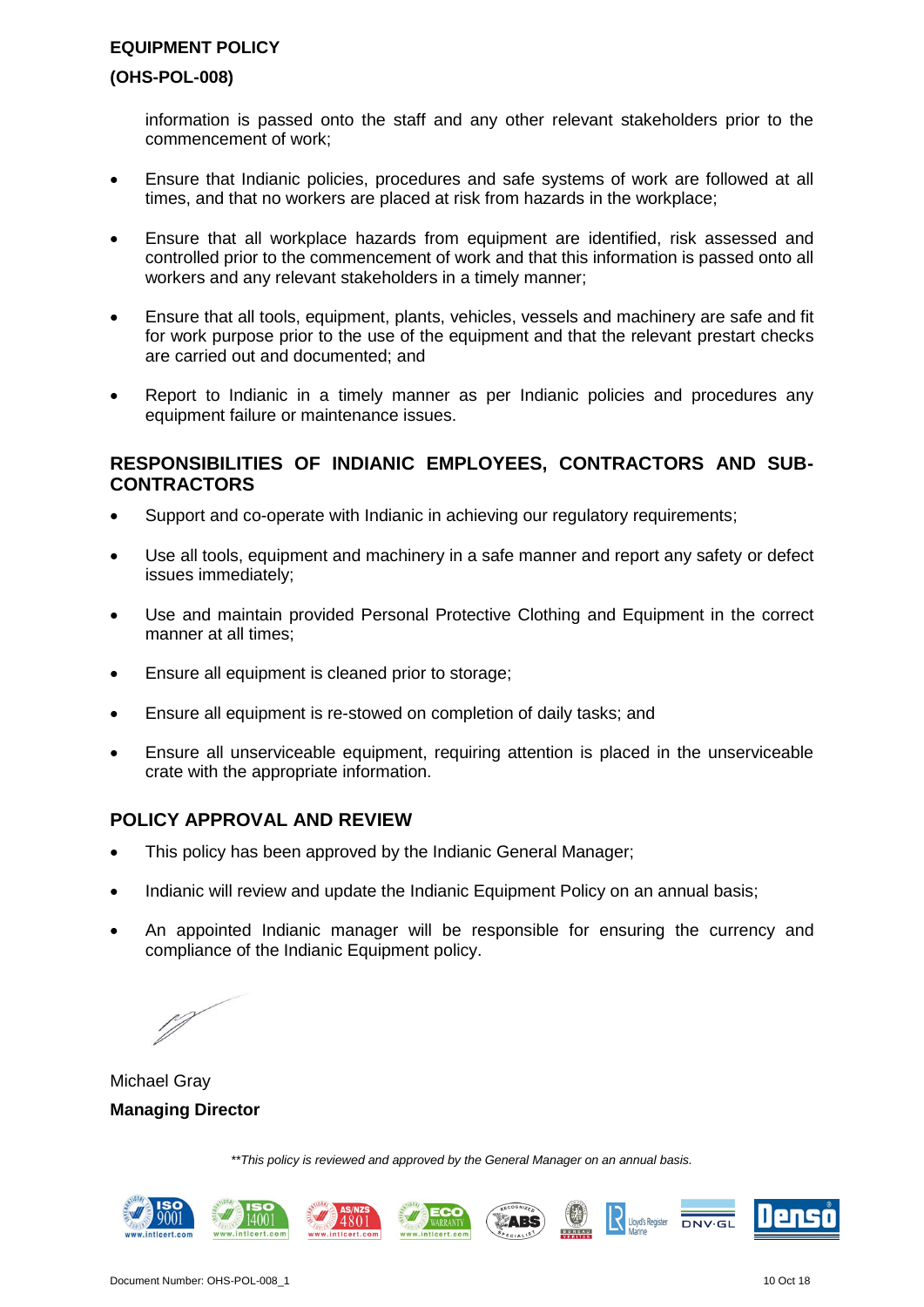information is passed onto the staff and any other relevant stakeholders prior to the commencement of work;

- Ensure that Indianic policies, procedures and safe systems of work are followed at all times, and that no workers are placed at risk from hazards in the workplace;
- Ensure that all workplace hazards from equipment are identified, risk assessed and controlled prior to the commencement of work and that this information is passed onto all workers and any relevant stakeholders in a timely manner;
- Ensure that all tools, equipment, plants, vehicles, vessels and machinery are safe and fit for work purpose prior to the use of the equipment and that the relevant prestart checks are carried out and documented; and
- Report to Indianic in a timely manner as per Indianic policies and procedures any equipment failure or maintenance issues.

## RESPONSIBILITIES OF INDIANIC EMPLOYEES, CONTRACTORS AND SUB-CONTRACTORS

- Support and co-operate with Indianic in achieving our regulatory requirements;
- Use all tools, equipment and machinery in a safe manner and report any safety or defect issues immediately;
- Use and maintain provided Personal Protective Clothing and Equipment in the correct manner at all times;
- Ensure all equipment is cleaned prior to storage;
- Ensure all equipment is re-stowed on completion of daily tasks; and
- Ensure all unserviceable equipment, requiring attention is placed in the unserviceable crate with the appropriate information.

## POLICY APPROVAL AND REVIEW

- This policy has been approved by the Indianic General Manager;
- Indianic will review and update the Indianic Equipment Policy on an annual basis;
- An appointed Indianic manager will be responsible for ensuring the currency and compliance of the Indianic Equipment policy.

Michael Gray

**Managing Director**

*\*\*This policy is reviewed and approved by the General Manager on an annual basis.*